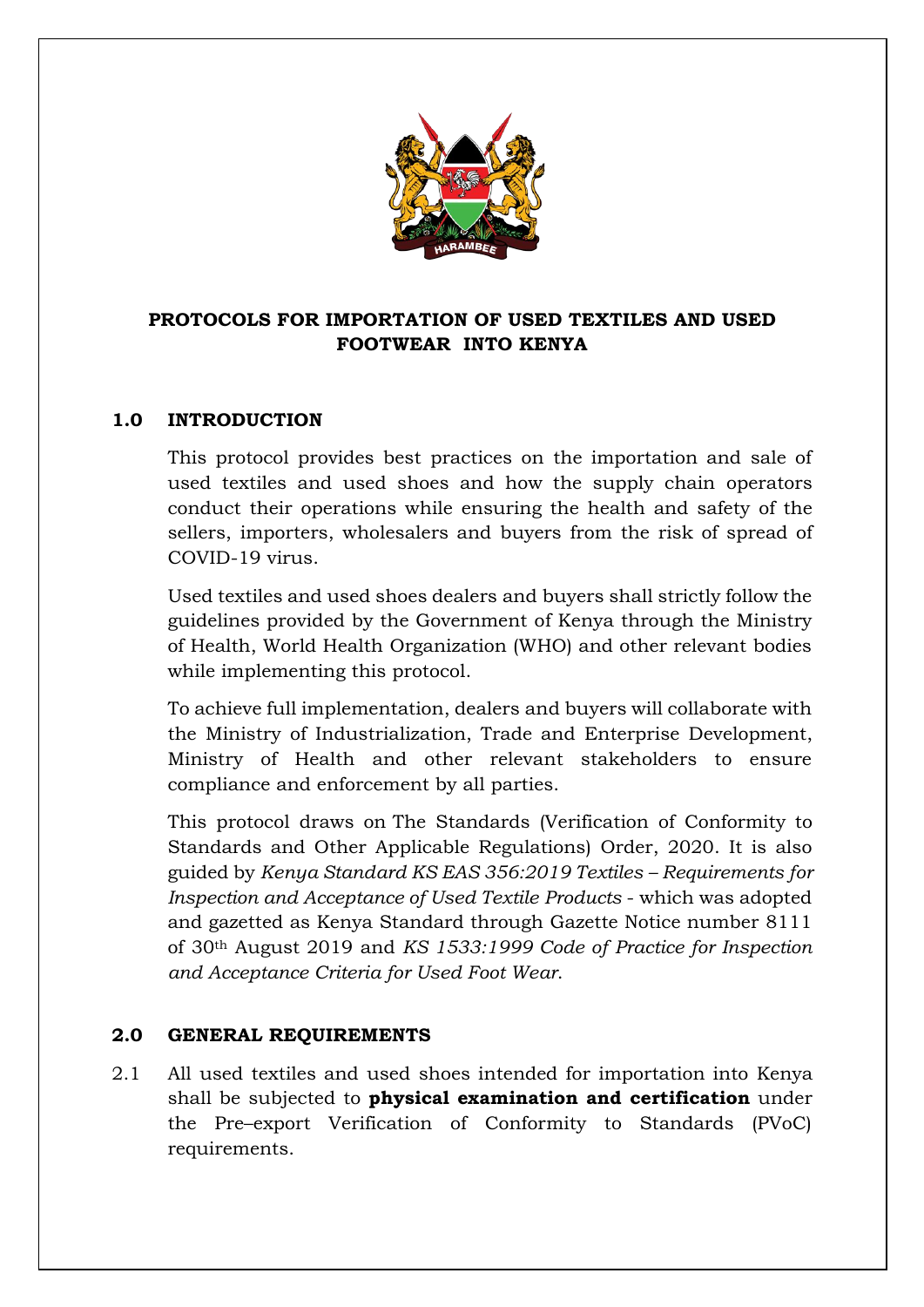# PROTOCOLS FOR IMPORTATION OF USED TEXTILES AND USED FOOTWEAR INTO KENYA

## 1.0 INTRODUCTION

This protocol provides best practices on the importation and sale of used textiles and used shoes and how the supply chain operators conduct their operations while ensuring the health and safety of the sellers, importers, wholesalers and buyers from the risk of spread of COVID-19 virus.

Used textiles and used shoes dealers and buyers shall strictly follow the guidelines provided by the Government of Kenya through the Ministry of Health, World Health Organization (WHO) and other relevant bodies while implementing this protocol.

To achieve full implementation, dealers and buyers will collaborate with the Ministry of Industrialization, Trade and Enterprise Development, Ministry of Health and other relevant stakeholders to ensure compliance and enforcement by all parties.

This protocol draws on The Standards (Verification of Conformity to Standards and Other Applicable Regulations) Order, 2020. It is also guided by *Kenya Standard KS EAS 356:2019 Textiles – Requirements for Inspection and Acceptance of Used Textile Products* - which was adopted and gazetted as Kenya Standard through Gazette Notice number 8111 of 30th August 2019 and *KS 1533:1999 Code of Practice for Inspection and Acceptance Criteria for Used Foot Wear*.

## 2.0 GENERAL REQUIREMENTS

2.1 All used textiles and used shoes intended for importation into Kenya shall be subjected to **physical examination and certification** under the Pre–export Verification of Conformity to Standards (PVoC) requirements.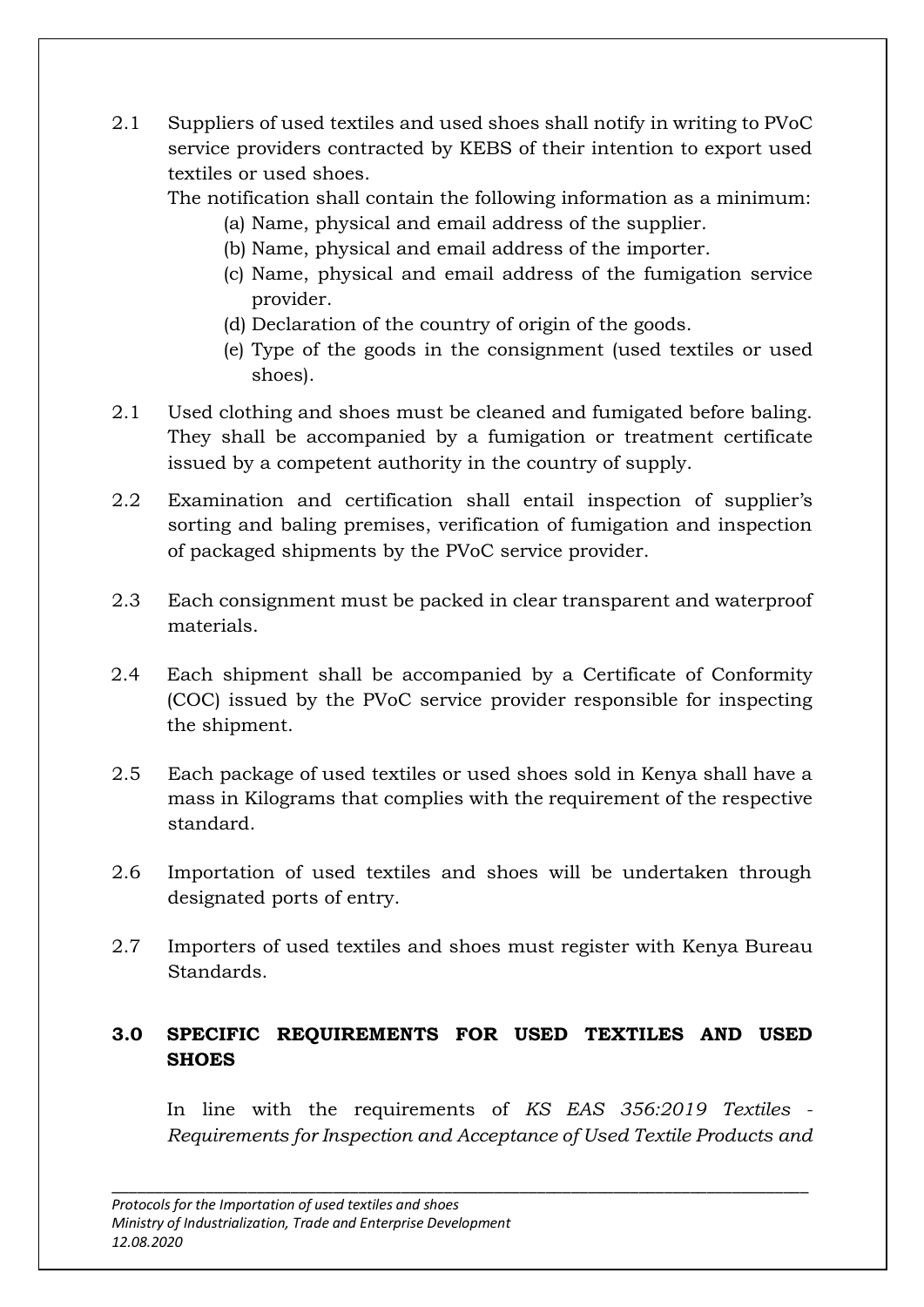2.1 Suppliers of used textiles and used shoes shall notify in writing to PVoC service providers contracted by KEBS of their intention to export used textiles or used shoes.

The notification shall contain the following information as a minimum:

(a) Name, physical and email address of the supplier.
(b) Name, physical and email address of the importer.
(c) Name, physical and email address of the fumigation service provider.
(d) Declaration of the country of origin of the goods.
(e) Type of the goods in the consignment (used textiles or used shoes).

2.1 Used clothing and shoes must be cleaned and fumigated before baling. They shall be accompanied by a fumigation or treatment certificate issued by a competent authority in the country of supply.

2.2 Examination and certification shall entail inspection of supplier's sorting and baling premises, verification of fumigation and inspection of packaged shipments by the PVoC service provider.

2.3 Each consignment must be packed in clear transparent and waterproof materials.

2.4 Each shipment shall be accompanied by a Certificate of Conformity (COC) issued by the PVoC service provider responsible for inspecting the shipment.

2.5 Each package of used textiles or used shoes sold in Kenya shall have a mass in Kilograms that complies with the requirement of the respective standard.

2.6 Importation of used textiles and shoes will be undertaken through designated ports of entry.

2.7 Importers of used textiles and shoes must register with Kenya Bureau Standards.

## 3.0 SPECIFIC REQUIREMENTS FOR USED TEXTILES AND USED SHOES

In line with the requirements of *KS EAS 356:2019 Textiles - Requirements for Inspection and Acceptance of Used Textile Products and*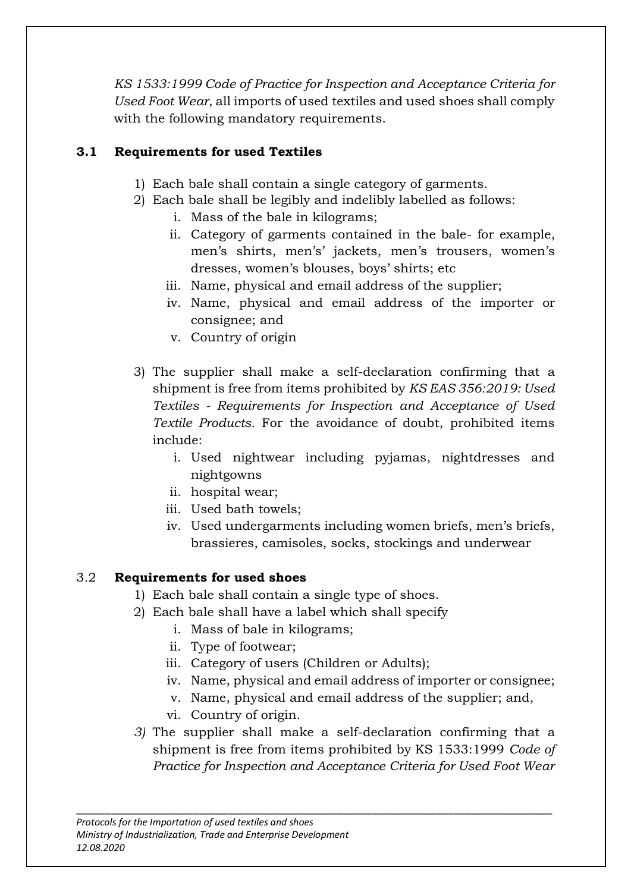*KS 1533:1999 Code of Practice for Inspection and Acceptance Criteria for Used Foot Wear*, all imports of used textiles and used shoes shall comply with the following mandatory requirements.

### 3.1 Requirements for used Textiles

1) Each bale shall contain a single category of garments.
2) Each bale shall be legibly and indelibly labelled as follows:
   i. Mass of the bale in kilograms;
   ii. Category of garments contained in the bale- for example, men's shirts, men's' jackets, men's trousers, women's dresses, women's blouses, boys' shirts; etc
   iii. Name, physical and email address of the supplier;
   iv. Name, physical and email address of the importer or consignee; and
   v. Country of origin
3) The supplier shall make a self-declaration confirming that a shipment is free from items prohibited by *KS EAS 356:2019: Used Textiles - Requirements for Inspection and Acceptance of Used Textile Products*. For the avoidance of doubt, prohibited items include:
   i. Used nightwear including pyjamas, nightdresses and nightgowns
   ii. hospital wear;
   iii. Used bath towels;
   iv. Used undergarments including women briefs, men's briefs, brassieres, camisoles, socks, stockings and underwear

### 3.2 **Requirements for used shoes**

1) Each bale shall contain a single type of shoes.
2) Each bale shall have a label which shall specify
   i. Mass of bale in kilograms;
   ii. Type of footwear;
   iii. Category of users (Children or Adults);
   iv. Name, physical and email address of importer or consignee;
   v. Name, physical and email address of the supplier; and,
   vi. Country of origin.
3) The supplier shall make a self-declaration confirming that a shipment is free from items prohibited by KS 1533:1999 *Code of Practice for Inspection and Acceptance Criteria for Used Foot Wear*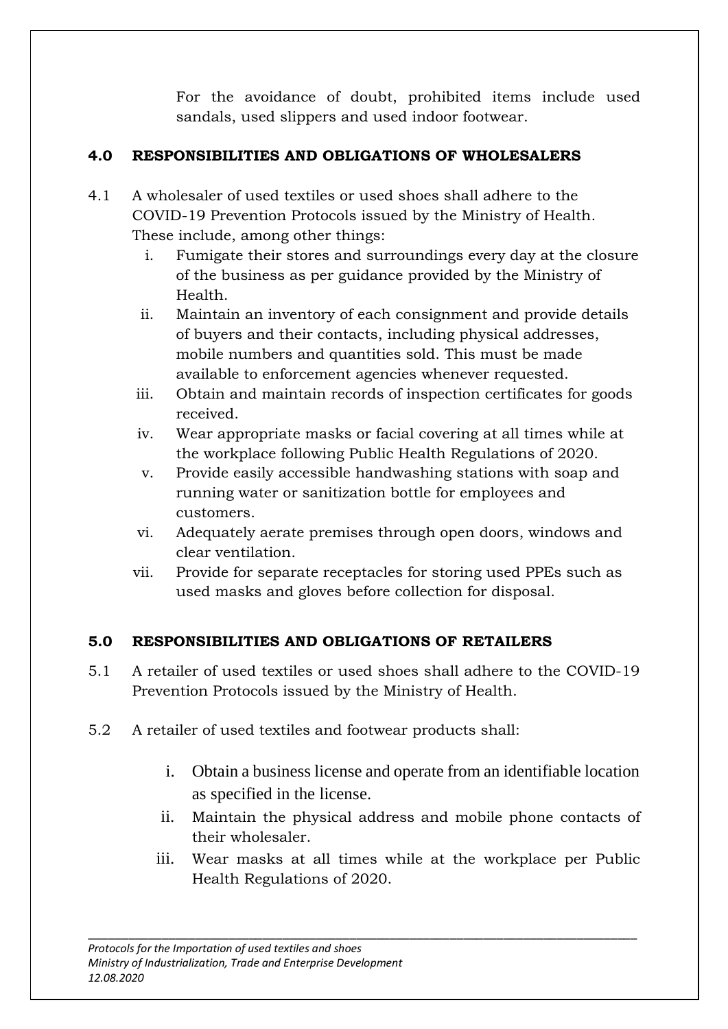For the avoidance of doubt, prohibited items include used sandals, used slippers and used indoor footwear.

## 4.0 RESPONSIBILITIES AND OBLIGATIONS OF WHOLESALERS

4.1 A wholesaler of used textiles or used shoes shall adhere to the COVID-19 Prevention Protocols issued by the Ministry of Health. These include, among other things:

i. Fumigate their stores and surroundings every day at the closure of the business as per guidance provided by the Ministry of Health.
ii. Maintain an inventory of each consignment and provide details of buyers and their contacts, including physical addresses, mobile numbers and quantities sold. This must be made available to enforcement agencies whenever requested.
iii. Obtain and maintain records of inspection certificates for goods received.
iv. Wear appropriate masks or facial covering at all times while at the workplace following Public Health Regulations of 2020.
v. Provide easily accessible handwashing stations with soap and running water or sanitization bottle for employees and customers.
vi. Adequately aerate premises through open doors, windows and clear ventilation.
vii. Provide for separate receptacles for storing used PPEs such as used masks and gloves before collection for disposal.

## 5.0 RESPONSIBILITIES AND OBLIGATIONS OF RETAILERS

5.1 A retailer of used textiles or used shoes shall adhere to the COVID-19 Prevention Protocols issued by the Ministry of Health.

5.2 A retailer of used textiles and footwear products shall:

i. Obtain a business license and operate from an identifiable location as specified in the license.
ii. Maintain the physical address and mobile phone contacts of their wholesaler.
iii. Wear masks at all times while at the workplace per Public Health Regulations of 2020.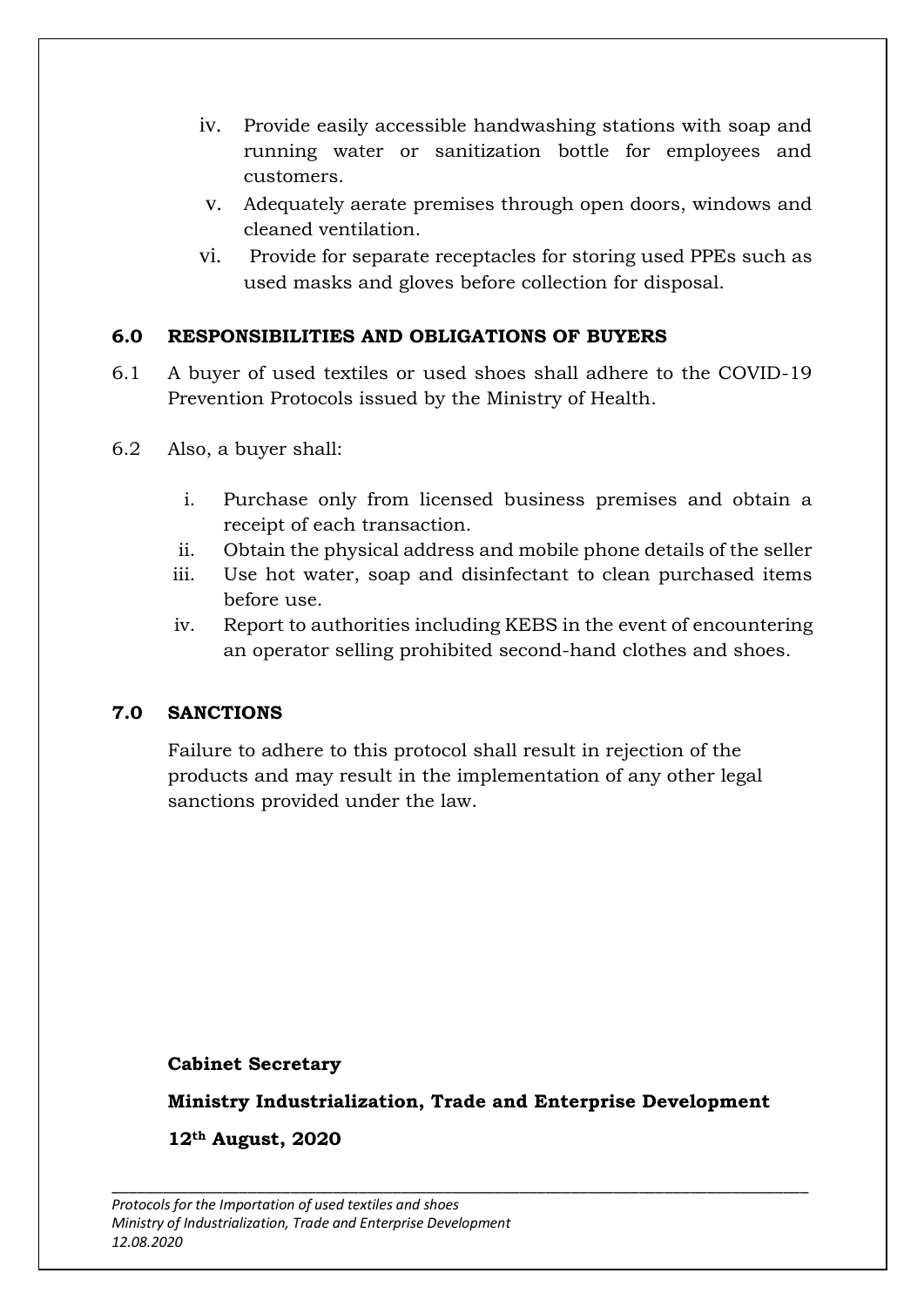iv. Provide easily accessible handwashing stations with soap and running water or sanitization bottle for employees and customers.
v. Adequately aerate premises through open doors, windows and cleaned ventilation.
vi. Provide for separate receptacles for storing used PPEs such as used masks and gloves before collection for disposal.

## 6.0 RESPONSIBILITIES AND OBLIGATIONS OF BUYERS

6.1 A buyer of used textiles or used shoes shall adhere to the COVID-19 Prevention Protocols issued by the Ministry of Health.

6.2 Also, a buyer shall:

i. Purchase only from licensed business premises and obtain a receipt of each transaction.
ii. Obtain the physical address and mobile phone details of the seller
iii. Use hot water, soap and disinfectant to clean purchased items before use.
iv. Report to authorities including KEBS in the event of encountering an operator selling prohibited second-hand clothes and shoes.

## 7.0 SANCTIONS

Failure to adhere to this protocol shall result in rejection of the products and may result in the implementation of any other legal sanctions provided under the law.

**Cabinet Secretary**

**Ministry Industrialization, Trade and Enterprise Development**

**12th August, 2020**